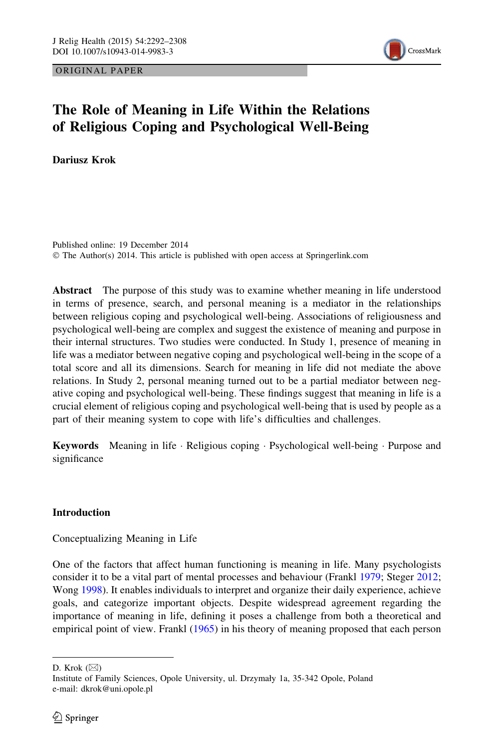ORIGINAL PAPER

# The Role of Meaning in Life Within the Relations of Religious Coping and Psychological Well-Being

**Dariusz Krok**

Published online: 19 December 2014
© The Author(s) 2014. This article is published with open access at Springerlink.com

**Abstract** The purpose of this study was to examine whether meaning in life understood in terms of presence, search, and personal meaning is a mediator in the relationships between religious coping and psychological well-being. Associations of religiousness and psychological well-being are complex and suggest the existence of meaning and purpose in their internal structures. Two studies were conducted. In Study 1, presence of meaning in life was a mediator between negative coping and psychological well-being in the scope of a total score and all its dimensions. Search for meaning in life did not mediate the above relations. In Study 2, personal meaning turned out to be a partial mediator between negative coping and psychological well-being. These findings suggest that meaning in life is a crucial element of religious coping and psychological well-being that is used by people as a part of their meaning system to cope with life's difficulties and challenges.

**Keywords** Meaning in life · Religious coping · Psychological well-being · Purpose and significance

## Introduction

### Conceptualizing Meaning in Life

One of the factors that affect human functioning is meaning in life. Many psychologists consider it to be a vital part of mental processes and behaviour (Frankl 1979; Steger 2012; Wong 1998). It enables individuals to interpret and organize their daily experience, achieve goals, and categorize important objects. Despite widespread agreement regarding the importance of meaning in life, defining it poses a challenge from both a theoretical and empirical point of view. Frankl (1965) in his theory of meaning proposed that each person

---

D. Krok (✉)
Institute of Family Sciences, Opole University, ul. Drzymały 1a, 35-342 Opole, Poland
e-mail: dkrok@uni.opole.pl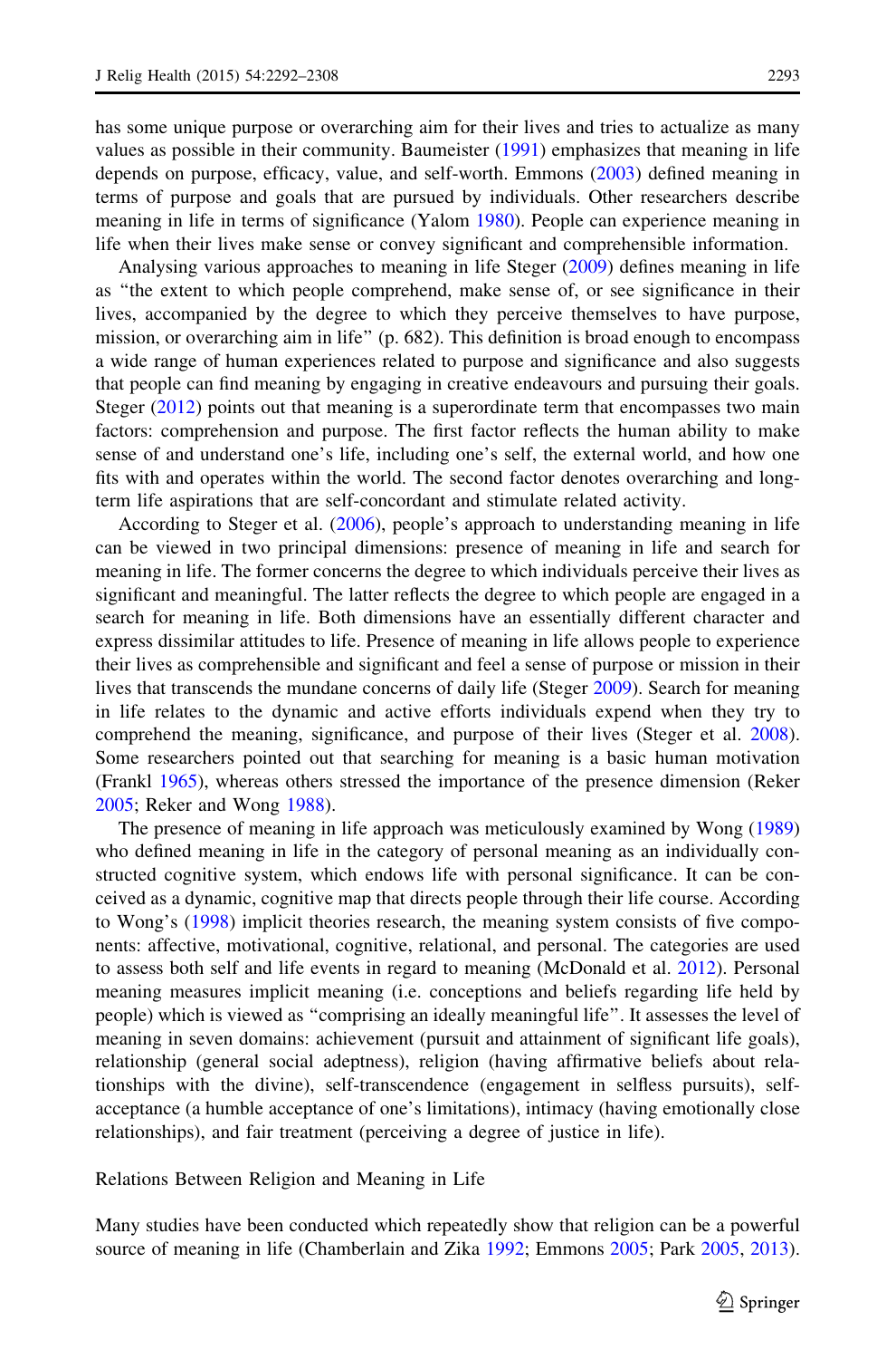has some unique purpose or overarching aim for their lives and tries to actualize as many values as possible in their community. Baumeister (1991) emphasizes that meaning in life depends on purpose, efficacy, value, and self-worth. Emmons (2003) defined meaning in terms of purpose and goals that are pursued by individuals. Other researchers describe meaning in life in terms of significance (Yalom 1980). People can experience meaning in life when their lives make sense or convey significant and comprehensible information.

Analysing various approaches to meaning in life Steger (2009) defines meaning in life as "the extent to which people comprehend, make sense of, or see significance in their lives, accompanied by the degree to which they perceive themselves to have purpose, mission, or overarching aim in life" (p. 682). This definition is broad enough to encompass a wide range of human experiences related to purpose and significance and also suggests that people can find meaning by engaging in creative endeavours and pursuing their goals. Steger (2012) points out that meaning is a superordinate term that encompasses two main factors: comprehension and purpose. The first factor reflects the human ability to make sense of and understand one's life, including one's self, the external world, and how one fits with and operates within the world. The second factor denotes overarching and long-term life aspirations that are self-concordant and stimulate related activity.

According to Steger et al. (2006), people's approach to understanding meaning in life can be viewed in two principal dimensions: presence of meaning in life and search for meaning in life. The former concerns the degree to which individuals perceive their lives as significant and meaningful. The latter reflects the degree to which people are engaged in a search for meaning in life. Both dimensions have an essentially different character and express dissimilar attitudes to life. Presence of meaning in life allows people to experience their lives as comprehensible and significant and feel a sense of purpose or mission in their lives that transcends the mundane concerns of daily life (Steger 2009). Search for meaning in life relates to the dynamic and active efforts individuals expend when they try to comprehend the meaning, significance, and purpose of their lives (Steger et al. 2008). Some researchers pointed out that searching for meaning is a basic human motivation (Frankl 1965), whereas others stressed the importance of the presence dimension (Reker 2005; Reker and Wong 1988).

The presence of meaning in life approach was meticulously examined by Wong (1989) who defined meaning in life in the category of personal meaning as an individually constructed cognitive system, which endows life with personal significance. It can be conceived as a dynamic, cognitive map that directs people through their life course. According to Wong's (1998) implicit theories research, the meaning system consists of five components: affective, motivational, cognitive, relational, and personal. The categories are used to assess both self and life events in regard to meaning (McDonald et al. 2012). Personal meaning measures implicit meaning (i.e. conceptions and beliefs regarding life held by people) which is viewed as "comprising an ideally meaningful life". It assesses the level of meaning in seven domains: achievement (pursuit and attainment of significant life goals), relationship (general social adeptness), religion (having affirmative beliefs about relationships with the divine), self-transcendence (engagement in selfless pursuits), self-acceptance (a humble acceptance of one's limitations), intimacy (having emotionally close relationships), and fair treatment (perceiving a degree of justice in life).

### Relations Between Religion and Meaning in Life

Many studies have been conducted which repeatedly show that religion can be a powerful source of meaning in life (Chamberlain and Zika 1992; Emmons 2005; Park 2005, 2013).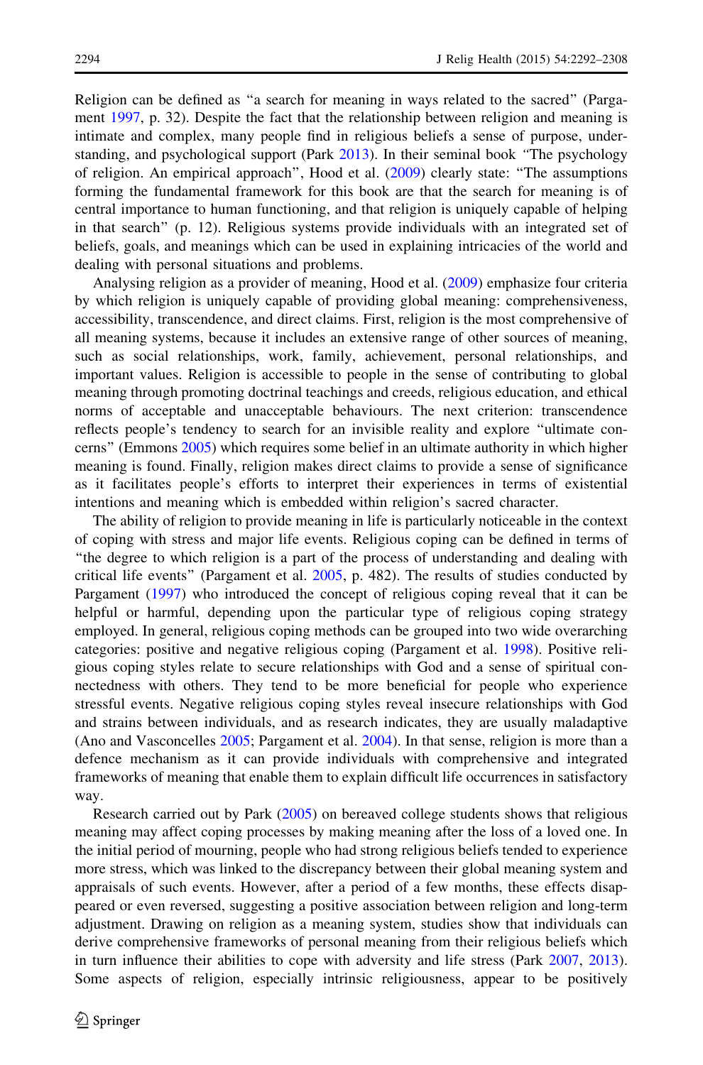Religion can be defined as "a search for meaning in ways related to the sacred" (Pargament 1997, p. 32). Despite the fact that the relationship between religion and meaning is intimate and complex, many people find in religious beliefs a sense of purpose, understanding, and psychological support (Park 2013). In their seminal book "The psychology of religion. An empirical approach", Hood et al. (2009) clearly state: "The assumptions forming the fundamental framework for this book are that the search for meaning is of central importance to human functioning, and that religion is uniquely capable of helping in that search" (p. 12). Religious systems provide individuals with an integrated set of beliefs, goals, and meanings which can be used in explaining intricacies of the world and dealing with personal situations and problems.

Analysing religion as a provider of meaning, Hood et al. (2009) emphasize four criteria by which religion is uniquely capable of providing global meaning: comprehensiveness, accessibility, transcendence, and direct claims. First, religion is the most comprehensive of all meaning systems, because it includes an extensive range of other sources of meaning, such as social relationships, work, family, achievement, personal relationships, and important values. Religion is accessible to people in the sense of contributing to global meaning through promoting doctrinal teachings and creeds, religious education, and ethical norms of acceptable and unacceptable behaviours. The next criterion: transcendence reflects people's tendency to search for an invisible reality and explore "ultimate concerns" (Emmons 2005) which requires some belief in an ultimate authority in which higher meaning is found. Finally, religion makes direct claims to provide a sense of significance as it facilitates people's efforts to interpret their experiences in terms of existential intentions and meaning which is embedded within religion's sacred character.

The ability of religion to provide meaning in life is particularly noticeable in the context of coping with stress and major life events. Religious coping can be defined in terms of "the degree to which religion is a part of the process of understanding and dealing with critical life events" (Pargament et al. 2005, p. 482). The results of studies conducted by Pargament (1997) who introduced the concept of religious coping reveal that it can be helpful or harmful, depending upon the particular type of religious coping strategy employed. In general, religious coping methods can be grouped into two wide overarching categories: positive and negative religious coping (Pargament et al. 1998). Positive religious coping styles relate to secure relationships with God and a sense of spiritual connectedness with others. They tend to be more beneficial for people who experience stressful events. Negative religious coping styles reveal insecure relationships with God and strains between individuals, and as research indicates, they are usually maladaptive (Ano and Vasconcelles 2005; Pargament et al. 2004). In that sense, religion is more than a defence mechanism as it can provide individuals with comprehensive and integrated frameworks of meaning that enable them to explain difficult life occurrences in satisfactory way.

Research carried out by Park (2005) on bereaved college students shows that religious meaning may affect coping processes by making meaning after the loss of a loved one. In the initial period of mourning, people who had strong religious beliefs tended to experience more stress, which was linked to the discrepancy between their global meaning system and appraisals of such events. However, after a period of a few months, these effects disappeared or even reversed, suggesting a positive association between religion and long-term adjustment. Drawing on religion as a meaning system, studies show that individuals can derive comprehensive frameworks of personal meaning from their religious beliefs which in turn influence their abilities to cope with adversity and life stress (Park 2007, 2013). Some aspects of religion, especially intrinsic religiousness, appear to be positively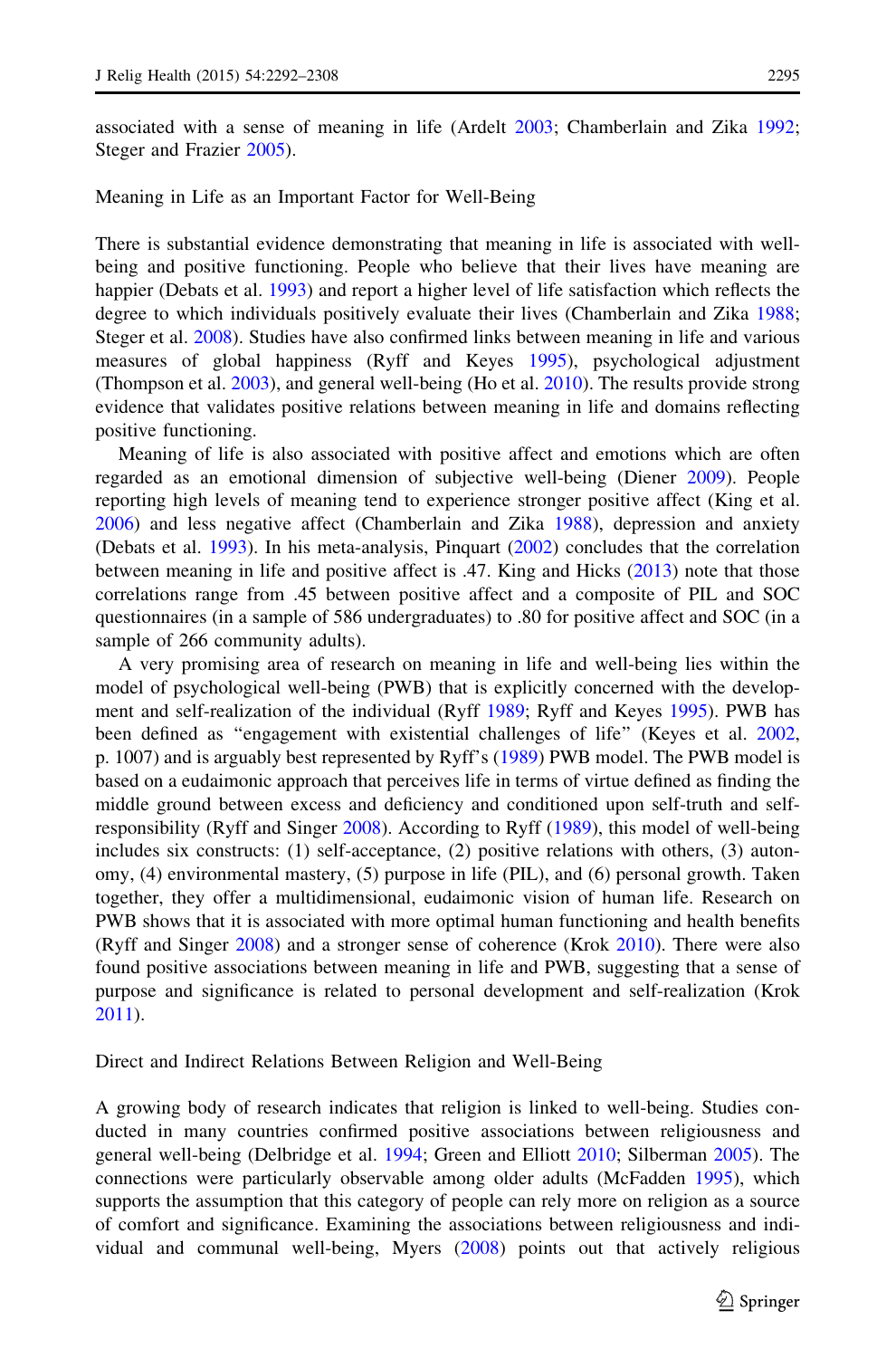associated with a sense of meaning in life (Ardelt 2003; Chamberlain and Zika 1992; Steger and Frazier 2005).

### Meaning in Life as an Important Factor for Well-Being

There is substantial evidence demonstrating that meaning in life is associated with well-being and positive functioning. People who believe that their lives have meaning are happier (Debats et al. 1993) and report a higher level of life satisfaction which reflects the degree to which individuals positively evaluate their lives (Chamberlain and Zika 1988; Steger et al. 2008). Studies have also confirmed links between meaning in life and various measures of global happiness (Ryff and Keyes 1995), psychological adjustment (Thompson et al. 2003), and general well-being (Ho et al. 2010). The results provide strong evidence that validates positive relations between meaning in life and domains reflecting positive functioning.

Meaning of life is also associated with positive affect and emotions which are often regarded as an emotional dimension of subjective well-being (Diener 2009). People reporting high levels of meaning tend to experience stronger positive affect (King et al. 2006) and less negative affect (Chamberlain and Zika 1988), depression and anxiety (Debats et al. 1993). In his meta-analysis, Pinquart (2002) concludes that the correlation between meaning in life and positive affect is .47. King and Hicks (2013) note that those correlations range from .45 between positive affect and a composite of PIL and SOC questionnaires (in a sample of 586 undergraduates) to .80 for positive affect and SOC (in a sample of 266 community adults).

A very promising area of research on meaning in life and well-being lies within the model of psychological well-being (PWB) that is explicitly concerned with the development and self-realization of the individual (Ryff 1989; Ryff and Keyes 1995). PWB has been defined as "engagement with existential challenges of life" (Keyes et al. 2002, p. 1007) and is arguably best represented by Ryff's (1989) PWB model. The PWB model is based on a eudaimonic approach that perceives life in terms of virtue defined as finding the middle ground between excess and deficiency and conditioned upon self-truth and self-responsibility (Ryff and Singer 2008). According to Ryff (1989), this model of well-being includes six constructs: (1) self-acceptance, (2) positive relations with others, (3) autonomy, (4) environmental mastery, (5) purpose in life (PIL), and (6) personal growth. Taken together, they offer a multidimensional, eudaimonic vision of human life. Research on PWB shows that it is associated with more optimal human functioning and health benefits (Ryff and Singer 2008) and a stronger sense of coherence (Krok 2010). There were also found positive associations between meaning in life and PWB, suggesting that a sense of purpose and significance is related to personal development and self-realization (Krok 2011).

### Direct and Indirect Relations Between Religion and Well-Being

A growing body of research indicates that religion is linked to well-being. Studies conducted in many countries confirmed positive associations between religiousness and general well-being (Delbridge et al. 1994; Green and Elliott 2010; Silberman 2005). The connections were particularly observable among older adults (McFadden 1995), which supports the assumption that this category of people can rely more on religion as a source of comfort and significance. Examining the associations between religiousness and individual and communal well-being, Myers (2008) points out that actively religious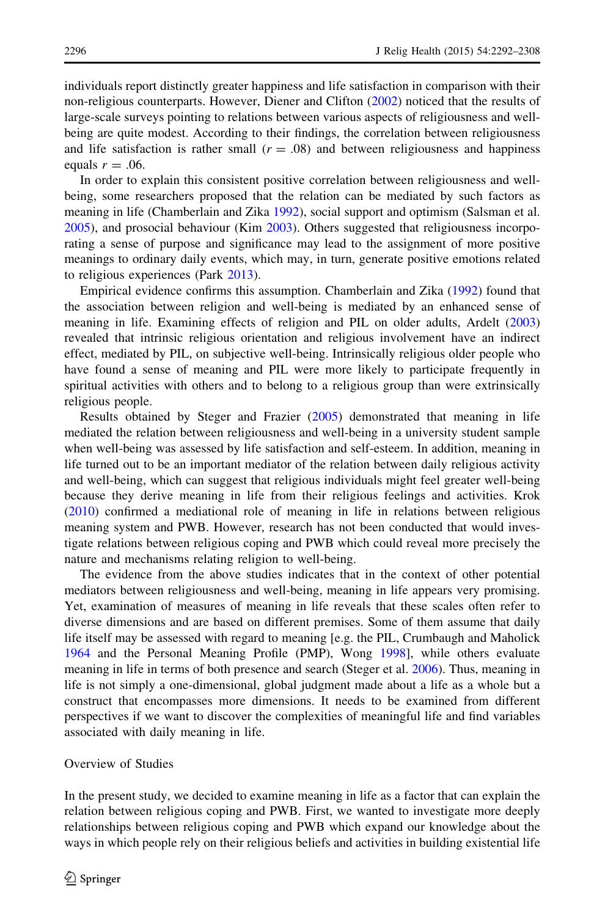individuals report distinctly greater happiness and life satisfaction in comparison with their non-religious counterparts. However, Diener and Clifton (2002) noticed that the results of large-scale surveys pointing to relations between various aspects of religiousness and well-being are quite modest. According to their findings, the correlation between religiousness and life satisfaction is rather small ($r = .08$) and between religiousness and happiness equals $r = .06$.

In order to explain this consistent positive correlation between religiousness and well-being, some researchers proposed that the relation can be mediated by such factors as meaning in life (Chamberlain and Zika 1992), social support and optimism (Salsman et al. 2005), and prosocial behaviour (Kim 2003). Others suggested that religiousness incorporating a sense of purpose and significance may lead to the assignment of more positive meanings to ordinary daily events, which may, in turn, generate positive emotions related to religious experiences (Park 2013).

Empirical evidence confirms this assumption. Chamberlain and Zika (1992) found that the association between religion and well-being is mediated by an enhanced sense of meaning in life. Examining effects of religion and PIL on older adults, Ardelt (2003) revealed that intrinsic religious orientation and religious involvement have an indirect effect, mediated by PIL, on subjective well-being. Intrinsically religious older people who have found a sense of meaning and PIL were more likely to participate frequently in spiritual activities with others and to belong to a religious group than were extrinsically religious people.

Results obtained by Steger and Frazier (2005) demonstrated that meaning in life mediated the relation between religiousness and well-being in a university student sample when well-being was assessed by life satisfaction and self-esteem. In addition, meaning in life turned out to be an important mediator of the relation between daily religious activity and well-being, which can suggest that religious individuals might feel greater well-being because they derive meaning in life from their religious feelings and activities. Krok (2010) confirmed a mediational role of meaning in life in relations between religious meaning system and PWB. However, research has not been conducted that would investigate relations between religious coping and PWB which could reveal more precisely the nature and mechanisms relating religion to well-being.

The evidence from the above studies indicates that in the context of other potential mediators between religiousness and well-being, meaning in life appears very promising. Yet, examination of measures of meaning in life reveals that these scales often refer to diverse dimensions and are based on different premises. Some of them assume that daily life itself may be assessed with regard to meaning [e.g. the PIL, Crumbaugh and Maholick 1964 and the Personal Meaning Profile (PMP), Wong 1998], while others evaluate meaning in life in terms of both presence and search (Steger et al. 2006). Thus, meaning in life is not simply a one-dimensional, global judgment made about a life as a whole but a construct that encompasses more dimensions. It needs to be examined from different perspectives if we want to discover the complexities of meaningful life and find variables associated with daily meaning in life.

## Overview of Studies

In the present study, we decided to examine meaning in life as a factor that can explain the relation between religious coping and PWB. First, we wanted to investigate more deeply relationships between religious coping and PWB which expand our knowledge about the ways in which people rely on their religious beliefs and activities in building existential life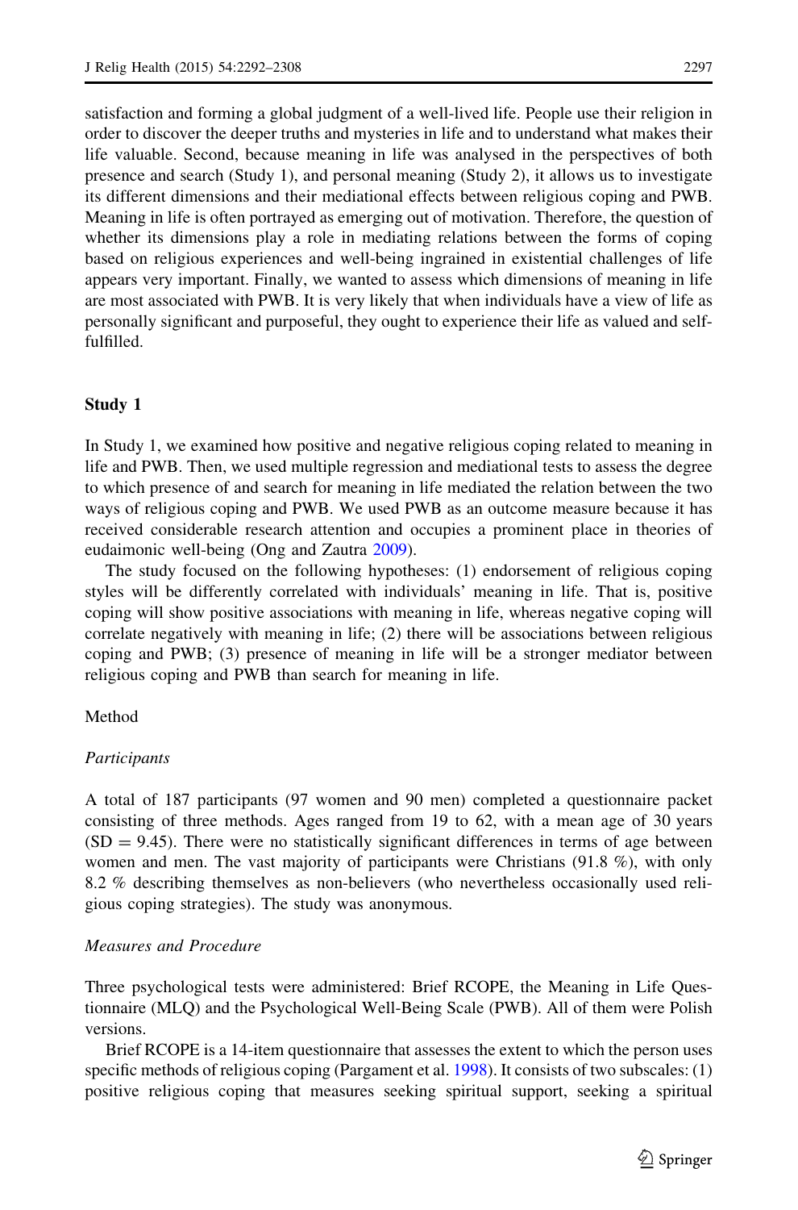satisfaction and forming a global judgment of a well-lived life. People use their religion in order to discover the deeper truths and mysteries in life and to understand what makes their life valuable. Second, because meaning in life was analysed in the perspectives of both presence and search (Study 1), and personal meaning (Study 2), it allows us to investigate its different dimensions and their mediational effects between religious coping and PWB. Meaning in life is often portrayed as emerging out of motivation. Therefore, the question of whether its dimensions play a role in mediating relations between the forms of coping based on religious experiences and well-being ingrained in existential challenges of life appears very important. Finally, we wanted to assess which dimensions of meaning in life are most associated with PWB. It is very likely that when individuals have a view of life as personally significant and purposeful, they ought to experience their life as valued and self-fulfilled.

## Study 1

In Study 1, we examined how positive and negative religious coping related to meaning in life and PWB. Then, we used multiple regression and mediational tests to assess the degree to which presence of and search for meaning in life mediated the relation between the two ways of religious coping and PWB. We used PWB as an outcome measure because it has received considerable research attention and occupies a prominent place in theories of eudaimonic well-being (Ong and Zautra 2009).

The study focused on the following hypotheses: (1) endorsement of religious coping styles will be differently correlated with individuals' meaning in life. That is, positive coping will show positive associations with meaning in life, whereas negative coping will correlate negatively with meaning in life; (2) there will be associations between religious coping and PWB; (3) presence of meaning in life will be a stronger mediator between religious coping and PWB than search for meaning in life.

### Method

#### *Participants*

A total of 187 participants (97 women and 90 men) completed a questionnaire packet consisting of three methods. Ages ranged from 19 to 62, with a mean age of 30 years (SD = 9.45). There were no statistically significant differences in terms of age between women and men. The vast majority of participants were Christians (91.8 %), with only 8.2 % describing themselves as non-believers (who nevertheless occasionally used religious coping strategies). The study was anonymous.

#### *Measures and Procedure*

Three psychological tests were administered: Brief RCOPE, the Meaning in Life Questionnaire (MLQ) and the Psychological Well-Being Scale (PWB). All of them were Polish versions.

Brief RCOPE is a 14-item questionnaire that assesses the extent to which the person uses specific methods of religious coping (Pargament et al. 1998). It consists of two subscales: (1) positive religious coping that measures seeking spiritual support, seeking a spiritual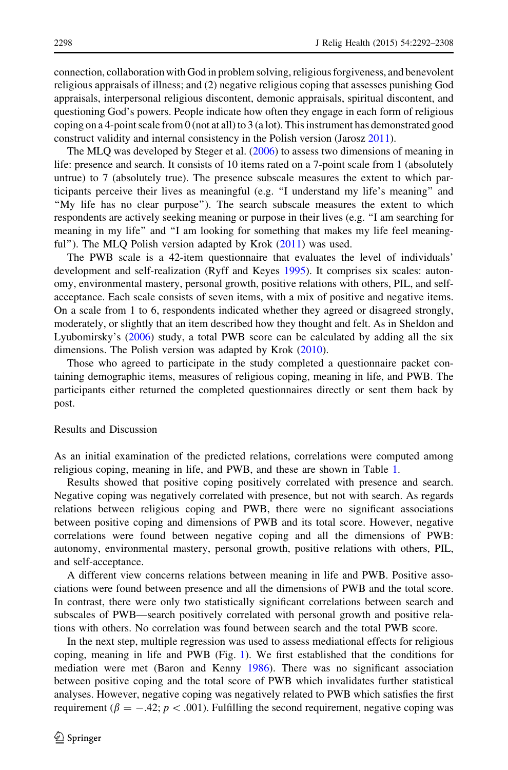connection, collaboration with God in problem solving, religious forgiveness, and benevolent religious appraisals of illness; and (2) negative religious coping that assesses punishing God appraisals, interpersonal religious discontent, demonic appraisals, spiritual discontent, and questioning God's powers. People indicate how often they engage in each form of religious coping on a 4-point scale from 0 (not at all) to 3 (a lot). This instrument has demonstrated good construct validity and internal consistency in the Polish version (Jarosz 2011).

The MLQ was developed by Steger et al. (2006) to assess two dimensions of meaning in life: presence and search. It consists of 10 items rated on a 7-point scale from 1 (absolutely untrue) to 7 (absolutely true). The presence subscale measures the extent to which participants perceive their lives as meaningful (e.g. "I understand my life's meaning" and "My life has no clear purpose"). The search subscale measures the extent to which respondents are actively seeking meaning or purpose in their lives (e.g. "I am searching for meaning in my life" and "I am looking for something that makes my life feel meaningful"). The MLQ Polish version adapted by Krok (2011) was used.

The PWB scale is a 42-item questionnaire that evaluates the level of individuals' development and self-realization (Ryff and Keyes 1995). It comprises six scales: autonomy, environmental mastery, personal growth, positive relations with others, PIL, and self-acceptance. Each scale consists of seven items, with a mix of positive and negative items. On a scale from 1 to 6, respondents indicated whether they agreed or disagreed strongly, moderately, or slightly that an item described how they thought and felt. As in Sheldon and Lyubomirsky's (2006) study, a total PWB score can be calculated by adding all the six dimensions. The Polish version was adapted by Krok (2010).

Those who agreed to participate in the study completed a questionnaire packet containing demographic items, measures of religious coping, meaning in life, and PWB. The participants either returned the completed questionnaires directly or sent them back by post.

## Results and Discussion

As an initial examination of the predicted relations, correlations were computed among religious coping, meaning in life, and PWB, and these are shown in Table 1.

Results showed that positive coping positively correlated with presence and search. Negative coping was negatively correlated with presence, but not with search. As regards relations between religious coping and PWB, there were no significant associations between positive coping and dimensions of PWB and its total score. However, negative correlations were found between negative coping and all the dimensions of PWB: autonomy, environmental mastery, personal growth, positive relations with others, PIL, and self-acceptance.

A different view concerns relations between meaning in life and PWB. Positive associations were found between presence and all the dimensions of PWB and the total score. In contrast, there were only two statistically significant correlations between search and subscales of PWB—search positively correlated with personal growth and positive relations with others. No correlation was found between search and the total PWB score.

In the next step, multiple regression was used to assess mediational effects for religious coping, meaning in life and PWB (Fig. 1). We first established that the conditions for mediation were met (Baron and Kenny 1986). There was no significant association between positive coping and the total score of PWB which invalidates further statistical analyses. However, negative coping was negatively related to PWB which satisfies the first requirement ($\beta = -.42$; $p < .001$). Fulfilling the second requirement, negative coping was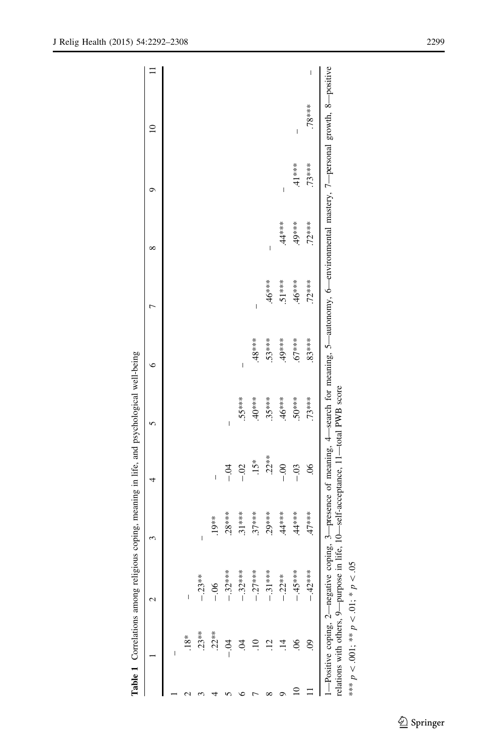**Table 1** Correlations among religious coping, meaning in life, and psychological well-being

| | 1 | 2 | 3 | 4 | 5 | 6 | 7 | 8 | 9 | 10 | 11 |
|---|---|---|---|---|---|---|---|---|---|---|---|
| 1 | – | | | | | | | | | | |
| 2 | .18* | – | | | | | | | | | |
| 3 | .23** | −.23** | – | | | | | | | | |
| 4 | .22** | −.06 | .19** | – | | | | | | | |
| 5 | −.04 | −.32*** | .28*** | −.04 | – | | | | | | |
| 6 | .04 | −.32*** | .31*** | −.02 | .55*** | – | | | | | |
| 7 | .10 | −.27*** | .37*** | .15* | .40*** | .48*** | – | | | | |
| 8 | .12 | −.31*** | .29*** | .22** | .35*** | .53*** | .46*** | – | | | |
| 9 | .14 | −.22** | .44*** | −.00 | .46*** | .49*** | .51*** | .44*** | – | | |
| 10 | .06 | −.45*** | .44*** | −.03 | .50*** | .67*** | .46*** | .49*** | .41*** | – | |
| 11 | .09 | −.42*** | .47*** | .06 | .73*** | .83*** | .72*** | .72*** | .73*** | .78*** | – |

1—Positive coping, 2—negative coping, 3—presence of meaning, 4—search for meaning, 5—autonomy, 6—environmental mastery, 7—personal growth, 8—positive relations with others, 9—purpose in life, 10—self-acceptance, 11—total PWB score

*** $p < .001$; ** $p < .01$; * $p < .05$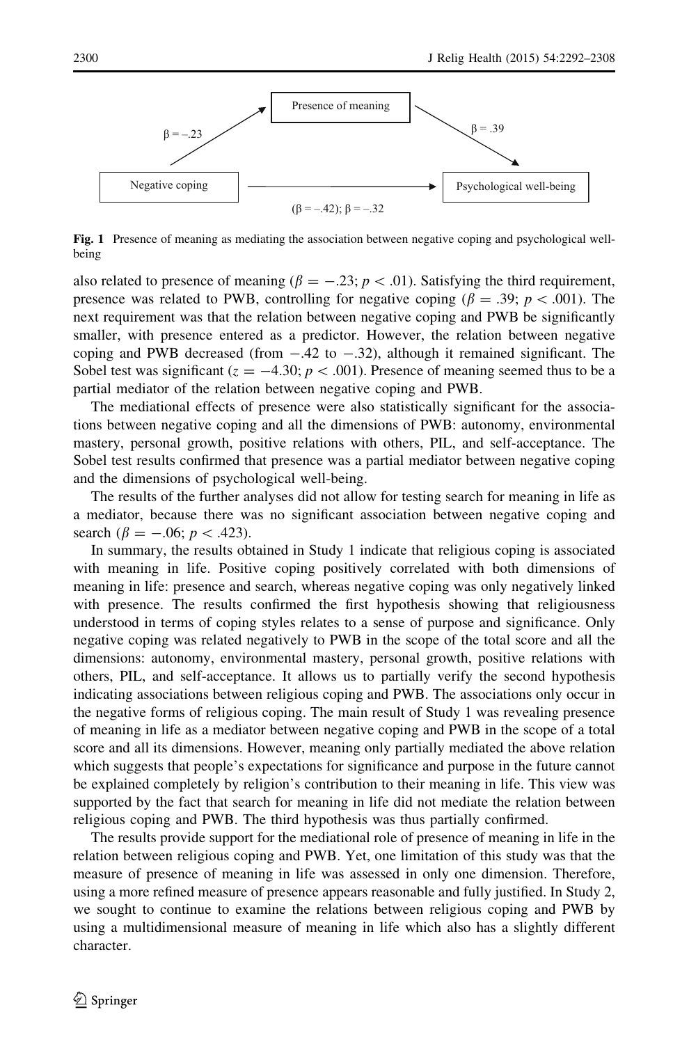Presence of meaning

β = −.23

β = .39

Negative coping

Psychological well-being

(β = −.42); β = −.32

**Fig. 1** Presence of meaning as mediating the association between negative coping and psychological well-being

also related to presence of meaning ($\beta = -.23$; $p < .01$). Satisfying the third requirement, presence was related to PWB, controlling for negative coping ($\beta = .39$; $p < .001$). The next requirement was that the relation between negative coping and PWB be significantly smaller, with presence entered as a predictor. However, the relation between negative coping and PWB decreased (from $-.42$ to $-.32$), although it remained significant. The Sobel test was significant ($z = -4.30$; $p < .001$). Presence of meaning seemed thus to be a partial mediator of the relation between negative coping and PWB.

The mediational effects of presence were also statistically significant for the associations between negative coping and all the dimensions of PWB: autonomy, environmental mastery, personal growth, positive relations with others, PIL, and self-acceptance. The Sobel test results confirmed that presence was a partial mediator between negative coping and the dimensions of psychological well-being.

The results of the further analyses did not allow for testing search for meaning in life as a mediator, because there was no significant association between negative coping and search ($\beta = -.06$; $p < .423$).

In summary, the results obtained in Study 1 indicate that religious coping is associated with meaning in life. Positive coping positively correlated with both dimensions of meaning in life: presence and search, whereas negative coping was only negatively linked with presence. The results confirmed the first hypothesis showing that religiousness understood in terms of coping styles relates to a sense of purpose and significance. Only negative coping was related negatively to PWB in the scope of the total score and all the dimensions: autonomy, environmental mastery, personal growth, positive relations with others, PIL, and self-acceptance. It allows us to partially verify the second hypothesis indicating associations between religious coping and PWB. The associations only occur in the negative forms of religious coping. The main result of Study 1 was revealing presence of meaning in life as a mediator between negative coping and PWB in the scope of a total score and all its dimensions. However, meaning only partially mediated the above relation which suggests that people's expectations for significance and purpose in the future cannot be explained completely by religion's contribution to their meaning in life. This view was supported by the fact that search for meaning in life did not mediate the relation between religious coping and PWB. The third hypothesis was thus partially confirmed.

The results provide support for the mediational role of presence of meaning in life in the relation between religious coping and PWB. Yet, one limitation of this study was that the measure of presence of meaning in life was assessed in only one dimension. Therefore, using a more refined measure of presence appears reasonable and fully justified. In Study 2, we sought to continue to examine the relations between religious coping and PWB by using a multidimensional measure of meaning in life which also has a slightly different character.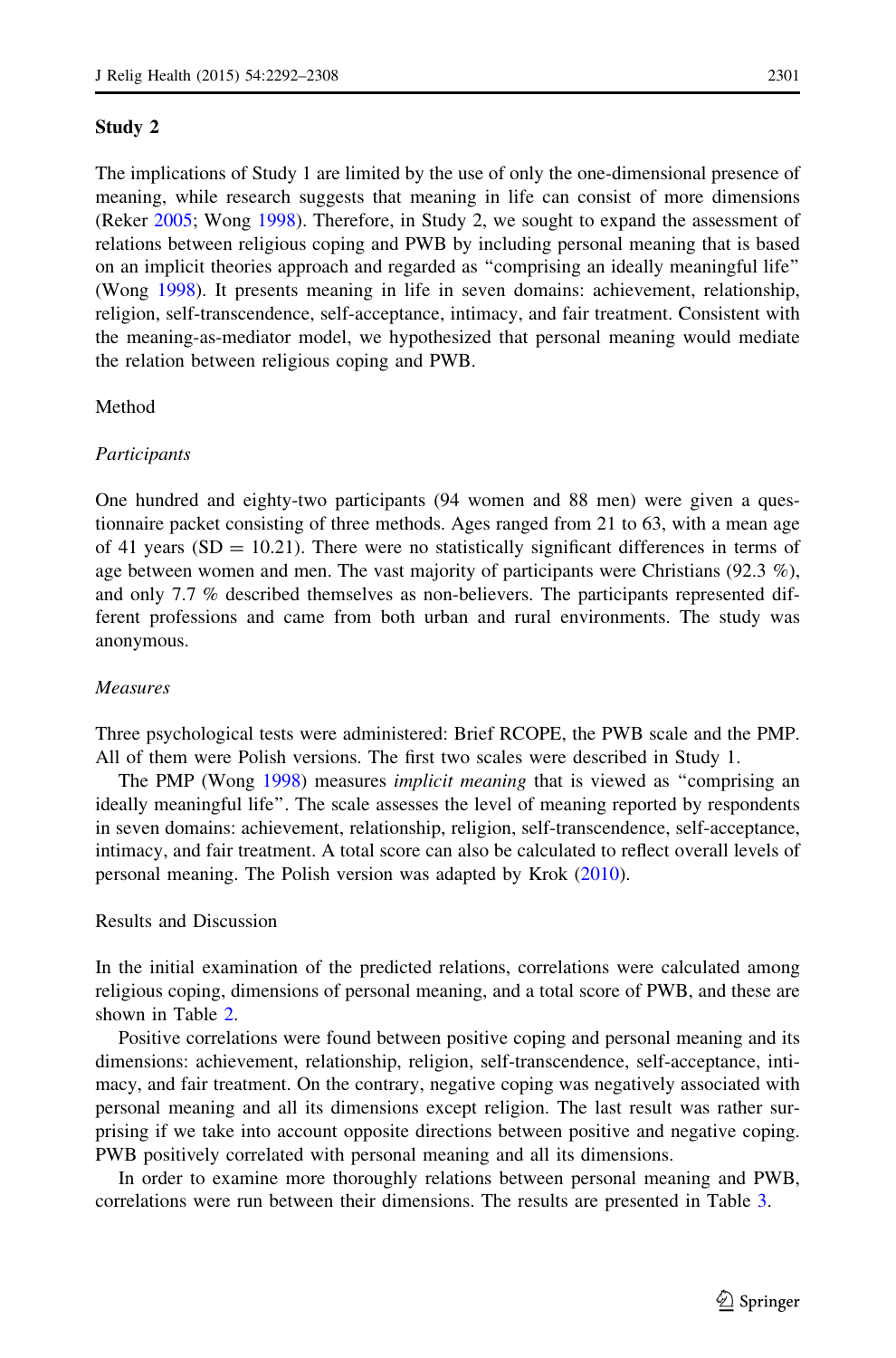## Study 2

The implications of Study 1 are limited by the use of only the one-dimensional presence of meaning, while research suggests that meaning in life can consist of more dimensions (Reker 2005; Wong 1998). Therefore, in Study 2, we sought to expand the assessment of relations between religious coping and PWB by including personal meaning that is based on an implicit theories approach and regarded as "comprising an ideally meaningful life" (Wong 1998). It presents meaning in life in seven domains: achievement, relationship, religion, self-transcendence, self-acceptance, intimacy, and fair treatment. Consistent with the meaning-as-mediator model, we hypothesized that personal meaning would mediate the relation between religious coping and PWB.

### Method

#### *Participants*

One hundred and eighty-two participants (94 women and 88 men) were given a questionnaire packet consisting of three methods. Ages ranged from 21 to 63, with a mean age of 41 years (SD = 10.21). There were no statistically significant differences in terms of age between women and men. The vast majority of participants were Christians (92.3 %), and only 7.7 % described themselves as non-believers. The participants represented different professions and came from both urban and rural environments. The study was anonymous.

#### *Measures*

Three psychological tests were administered: Brief RCOPE, the PWB scale and the PMP. All of them were Polish versions. The first two scales were described in Study 1.

The PMP (Wong 1998) measures *implicit meaning* that is viewed as "comprising an ideally meaningful life". The scale assesses the level of meaning reported by respondents in seven domains: achievement, relationship, religion, self-transcendence, self-acceptance, intimacy, and fair treatment. A total score can also be calculated to reflect overall levels of personal meaning. The Polish version was adapted by Krok (2010).

### Results and Discussion

In the initial examination of the predicted relations, correlations were calculated among religious coping, dimensions of personal meaning, and a total score of PWB, and these are shown in Table 2.

Positive correlations were found between positive coping and personal meaning and its dimensions: achievement, relationship, religion, self-transcendence, self-acceptance, intimacy, and fair treatment. On the contrary, negative coping was negatively associated with personal meaning and all its dimensions except religion. The last result was rather surprising if we take into account opposite directions between positive and negative coping. PWB positively correlated with personal meaning and all its dimensions.

In order to examine more thoroughly relations between personal meaning and PWB, correlations were run between their dimensions. The results are presented in Table 3.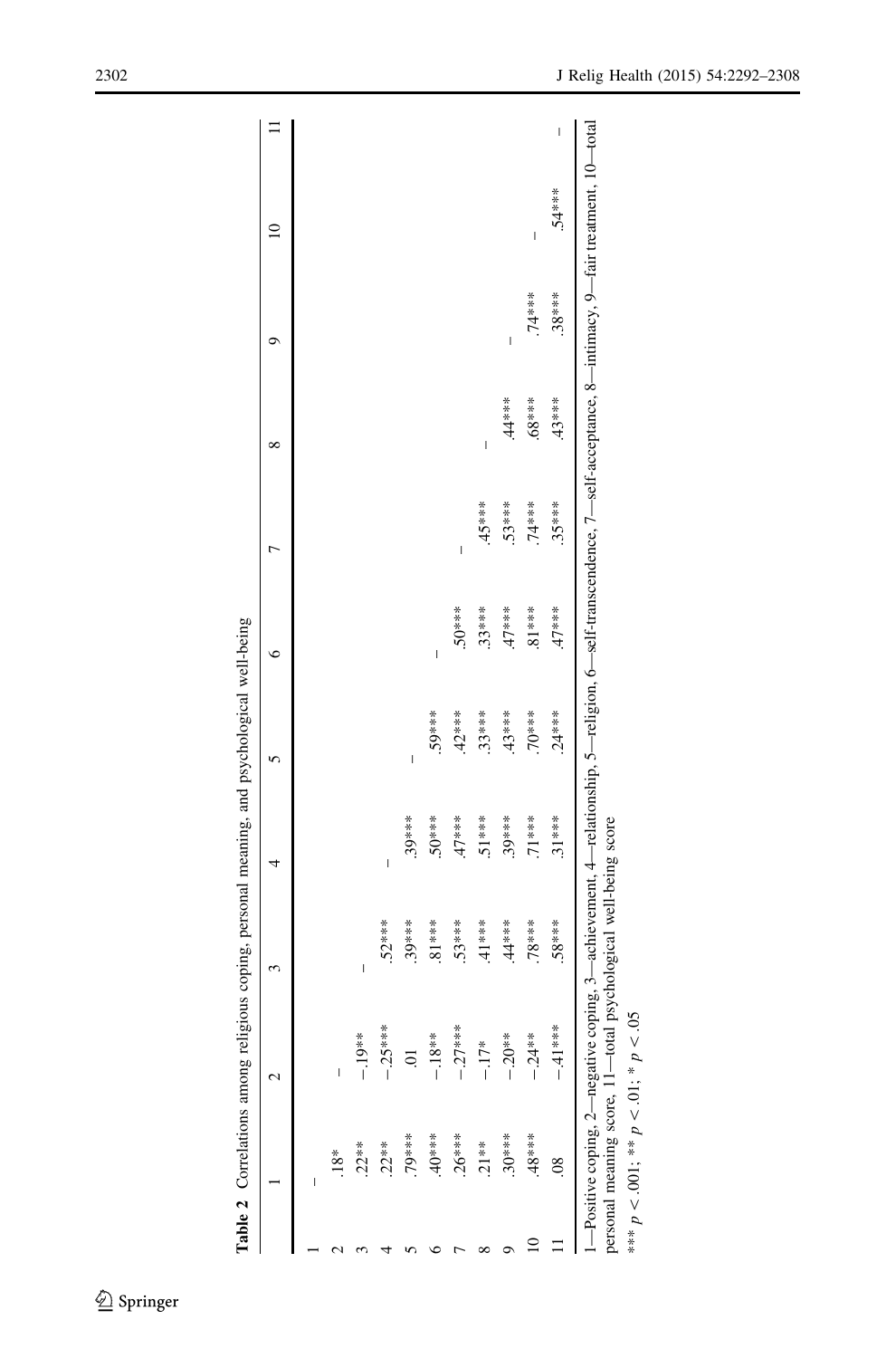**Table 2** Correlations among religious coping, personal meaning, and psychological well-being

| | 1 | 2 | 3 | 4 | 5 | 6 | 7 | 8 | 9 | 10 | 11 |
|---|---|---|---|---|---|---|---|---|---|---|---|
| 1 | – | | | | | | | | | | |
| 2 | .18* | – | | | | | | | | | |
| 3 | .22** | −.19** | – | | | | | | | | |
| 4 | .22** | −.25*** | .52*** | – | | | | | | | |
| 5 | .79*** | .01 | .39*** | .39*** | – | | | | | | |
| 6 | .40*** | −.18** | .81*** | .50*** | .59*** | – | | | | | |
| 7 | .26*** | −.27*** | .53*** | .47*** | .42*** | .50*** | – | | | | |
| 8 | .21** | −.17* | .41*** | .51*** | .33*** | .33*** | .45*** | – | | | |
| 9 | .30*** | −.20** | .44*** | .39*** | .43*** | .47*** | .53*** | .44*** | – | | |
| 10 | .48*** | −.24** | .78*** | .71*** | .70*** | .81*** | .74*** | .68*** | .74*** | – | |
| 11 | .08 | −.41*** | .58*** | .31*** | .24*** | .47*** | .35*** | .43*** | .38*** | .54*** | – |

1—Positive coping, 2—negative coping, 3—achievement, 4—relationship, 5—religion, 6—self-transcendence, 7—self-acceptance, 8—intimacy, 9—fair treatment, 10—total personal meaning score, 11—total psychological well-being score

*** $p < .001$; ** $p < .01$; * $p < .05$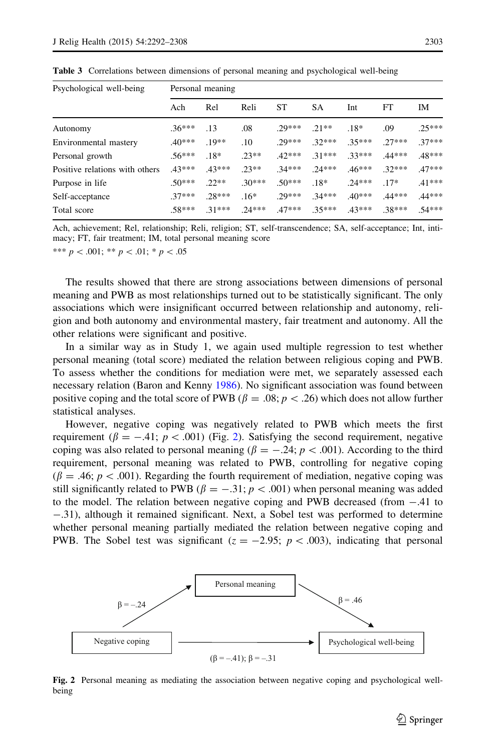**Table 3** Correlations between dimensions of personal meaning and psychological well-being

| Psychological well-being | Personal meaning | | | | | | | |
|---|---|---|---|---|---|---|---|---|
| | Ach | Rel | Reli | ST | SA | Int | FT | IM |
| Autonomy | .36*** | .13 | .08 | .29*** | .21** | .18* | .09 | .25*** |
| Environmental mastery | .40*** | .19** | .10 | .29*** | .32*** | .35*** | .27*** | .37*** |
| Personal growth | .56*** | .18* | .23** | .42*** | .31*** | .33*** | .44*** | .48*** |
| Positive relations with others | .43*** | .43*** | .23** | .34*** | .24*** | .46*** | .32*** | .47*** |
| Purpose in life | .50*** | .22** | .30*** | .50*** | .18* | .24*** | .17* | .41*** |
| Self-acceptance | .37*** | .28*** | .16* | .29*** | .34*** | .40*** | .44*** | .44*** |
| Total score | .58*** | .31*** | .24*** | .47*** | .35*** | .43*** | .38*** | .54*** |

Ach, achievement; Rel, relationship; Reli, religion; ST, self-transcendence; SA, self-acceptance; Int, intimacy; FT, fair treatment; IM, total personal meaning score

*** $p < .001$; ** $p < .01$; * $p < .05$

The results showed that there are strong associations between dimensions of personal meaning and PWB as most relationships turned out to be statistically significant. The only associations which were insignificant occurred between relationship and autonomy, religion and both autonomy and environmental mastery, fair treatment and autonomy. All the other relations were significant and positive.

In a similar way as in Study 1, we again used multiple regression to test whether personal meaning (total score) mediated the relation between religious coping and PWB. To assess whether the conditions for mediation were met, we separately assessed each necessary relation (Baron and Kenny 1986). No significant association was found between positive coping and the total score of PWB ($\beta = .08$; $p < .26$) which does not allow further statistical analyses.

However, negative coping was negatively related to PWB which meets the first requirement ($\beta = -.41$; $p < .001$) (Fig. 2). Satisfying the second requirement, negative coping was also related to personal meaning ($\beta = -.24$; $p < .001$). According to the third requirement, personal meaning was related to PWB, controlling for negative coping ($\beta = .46$; $p < .001$). Regarding the fourth requirement of mediation, negative coping was still significantly related to PWB ($\beta = -.31$; $p < .001$) when personal meaning was added to the model. The relation between negative coping and PWB decreased (from $-.41$ to $-.31$), although it remained significant. Next, a Sobel test was performed to determine whether personal meaning partially mediated the relation between negative coping and PWB. The Sobel test was significant ($z = -2.95$; $p < .003$), indicating that personal

Personal meaning; Negative coping; Psychological well-being; $\beta = -.24$; $\beta = .46$; $(\beta = -.41)$; $\beta = -.31$

**Fig. 2** Personal meaning as mediating the association between negative coping and psychological well-being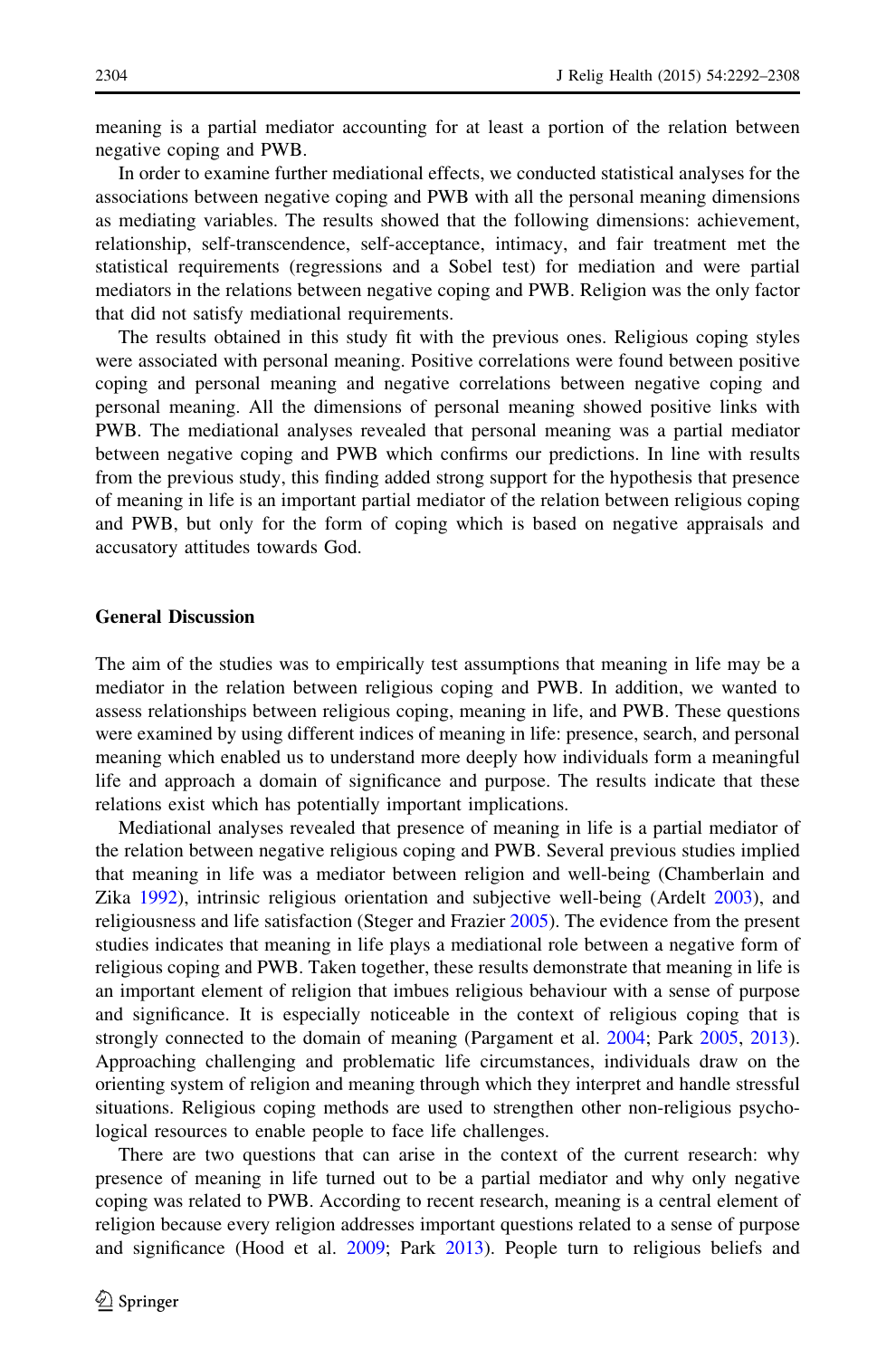meaning is a partial mediator accounting for at least a portion of the relation between negative coping and PWB.

In order to examine further mediational effects, we conducted statistical analyses for the associations between negative coping and PWB with all the personal meaning dimensions as mediating variables. The results showed that the following dimensions: achievement, relationship, self-transcendence, self-acceptance, intimacy, and fair treatment met the statistical requirements (regressions and a Sobel test) for mediation and were partial mediators in the relations between negative coping and PWB. Religion was the only factor that did not satisfy mediational requirements.

The results obtained in this study fit with the previous ones. Religious coping styles were associated with personal meaning. Positive correlations were found between positive coping and personal meaning and negative correlations between negative coping and personal meaning. All the dimensions of personal meaning showed positive links with PWB. The mediational analyses revealed that personal meaning was a partial mediator between negative coping and PWB which confirms our predictions. In line with results from the previous study, this finding added strong support for the hypothesis that presence of meaning in life is an important partial mediator of the relation between religious coping and PWB, but only for the form of coping which is based on negative appraisals and accusatory attitudes towards God.

## General Discussion

The aim of the studies was to empirically test assumptions that meaning in life may be a mediator in the relation between religious coping and PWB. In addition, we wanted to assess relationships between religious coping, meaning in life, and PWB. These questions were examined by using different indices of meaning in life: presence, search, and personal meaning which enabled us to understand more deeply how individuals form a meaningful life and approach a domain of significance and purpose. The results indicate that these relations exist which has potentially important implications.

Mediational analyses revealed that presence of meaning in life is a partial mediator of the relation between negative religious coping and PWB. Several previous studies implied that meaning in life was a mediator between religion and well-being (Chamberlain and Zika 1992), intrinsic religious orientation and subjective well-being (Ardelt 2003), and religiousness and life satisfaction (Steger and Frazier 2005). The evidence from the present studies indicates that meaning in life plays a mediational role between a negative form of religious coping and PWB. Taken together, these results demonstrate that meaning in life is an important element of religion that imbues religious behaviour with a sense of purpose and significance. It is especially noticeable in the context of religious coping that is strongly connected to the domain of meaning (Pargament et al. 2004; Park 2005, 2013). Approaching challenging and problematic life circumstances, individuals draw on the orienting system of religion and meaning through which they interpret and handle stressful situations. Religious coping methods are used to strengthen other non-religious psychological resources to enable people to face life challenges.

There are two questions that can arise in the context of the current research: why presence of meaning in life turned out to be a partial mediator and why only negative coping was related to PWB. According to recent research, meaning is a central element of religion because every religion addresses important questions related to a sense of purpose and significance (Hood et al. 2009; Park 2013). People turn to religious beliefs and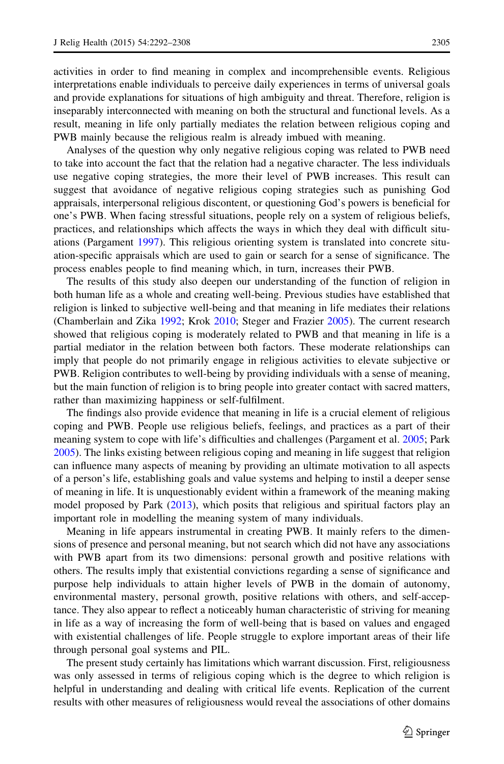activities in order to find meaning in complex and incomprehensible events. Religious interpretations enable individuals to perceive daily experiences in terms of universal goals and provide explanations for situations of high ambiguity and threat. Therefore, religion is inseparably interconnected with meaning on both the structural and functional levels. As a result, meaning in life only partially mediates the relation between religious coping and PWB mainly because the religious realm is already imbued with meaning.

Analyses of the question why only negative religious coping was related to PWB need to take into account the fact that the relation had a negative character. The less individuals use negative coping strategies, the more their level of PWB increases. This result can suggest that avoidance of negative religious coping strategies such as punishing God appraisals, interpersonal religious discontent, or questioning God's powers is beneficial for one's PWB. When facing stressful situations, people rely on a system of religious beliefs, practices, and relationships which affects the ways in which they deal with difficult situations (Pargament 1997). This religious orienting system is translated into concrete situation-specific appraisals which are used to gain or search for a sense of significance. The process enables people to find meaning which, in turn, increases their PWB.

The results of this study also deepen our understanding of the function of religion in both human life as a whole and creating well-being. Previous studies have established that religion is linked to subjective well-being and that meaning in life mediates their relations (Chamberlain and Zika 1992; Krok 2010; Steger and Frazier 2005). The current research showed that religious coping is moderately related to PWB and that meaning in life is a partial mediator in the relation between both factors. These moderate relationships can imply that people do not primarily engage in religious activities to elevate subjective or PWB. Religion contributes to well-being by providing individuals with a sense of meaning, but the main function of religion is to bring people into greater contact with sacred matters, rather than maximizing happiness or self-fulfilment.

The findings also provide evidence that meaning in life is a crucial element of religious coping and PWB. People use religious beliefs, feelings, and practices as a part of their meaning system to cope with life's difficulties and challenges (Pargament et al. 2005; Park 2005). The links existing between religious coping and meaning in life suggest that religion can influence many aspects of meaning by providing an ultimate motivation to all aspects of a person's life, establishing goals and value systems and helping to instil a deeper sense of meaning in life. It is unquestionably evident within a framework of the meaning making model proposed by Park (2013), which posits that religious and spiritual factors play an important role in modelling the meaning system of many individuals.

Meaning in life appears instrumental in creating PWB. It mainly refers to the dimensions of presence and personal meaning, but not search which did not have any associations with PWB apart from its two dimensions: personal growth and positive relations with others. The results imply that existential convictions regarding a sense of significance and purpose help individuals to attain higher levels of PWB in the domain of autonomy, environmental mastery, personal growth, positive relations with others, and self-acceptance. They also appear to reflect a noticeably human characteristic of striving for meaning in life as a way of increasing the form of well-being that is based on values and engaged with existential challenges of life. People struggle to explore important areas of their life through personal goal systems and PIL.

The present study certainly has limitations which warrant discussion. First, religiousness was only assessed in terms of religious coping which is the degree to which religion is helpful in understanding and dealing with critical life events. Replication of the current results with other measures of religiousness would reveal the associations of other domains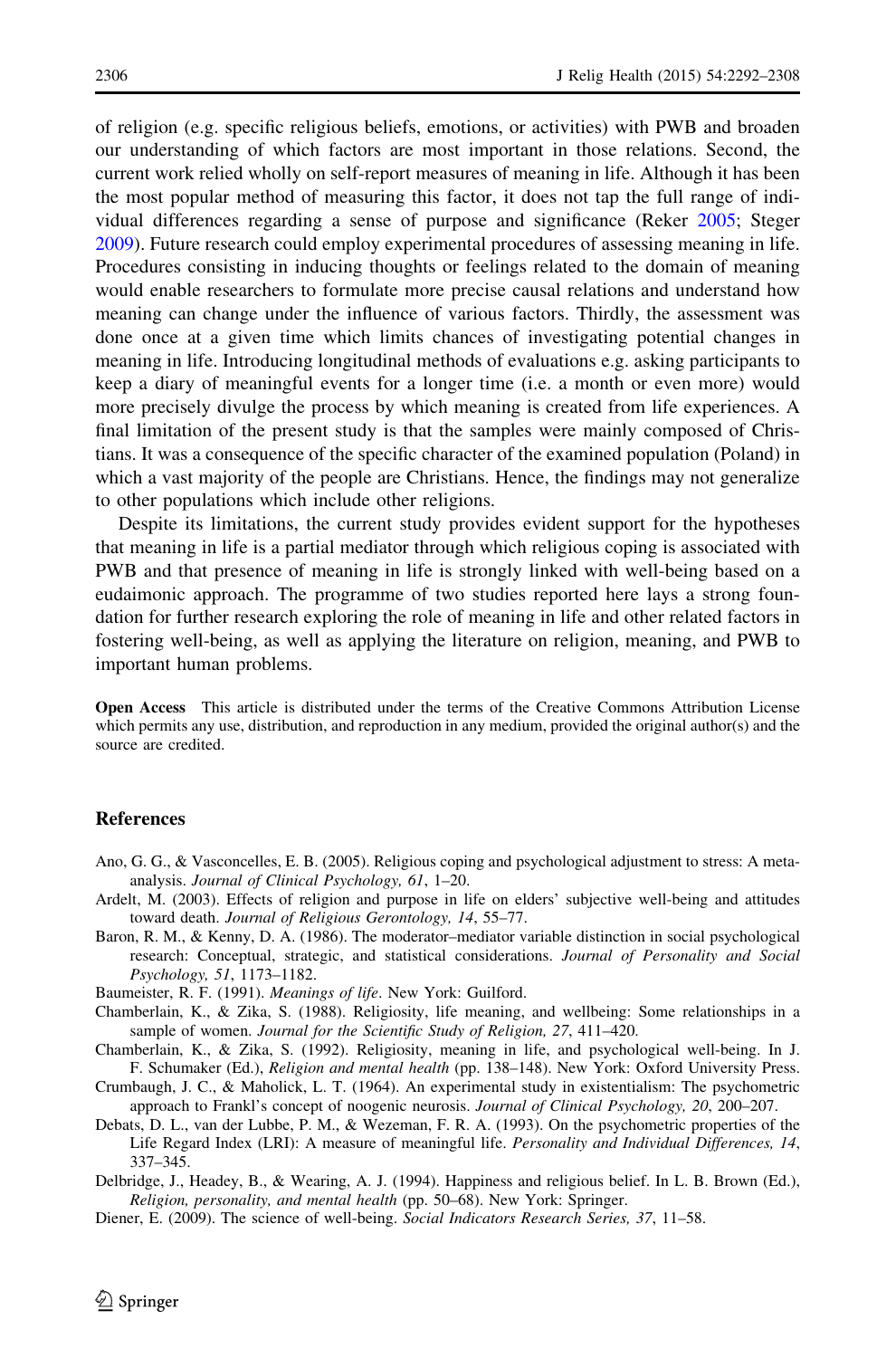of religion (e.g. specific religious beliefs, emotions, or activities) with PWB and broaden our understanding of which factors are most important in those relations. Second, the current work relied wholly on self-report measures of meaning in life. Although it has been the most popular method of measuring this factor, it does not tap the full range of individual differences regarding a sense of purpose and significance (Reker 2005; Steger 2009). Future research could employ experimental procedures of assessing meaning in life. Procedures consisting in inducing thoughts or feelings related to the domain of meaning would enable researchers to formulate more precise causal relations and understand how meaning can change under the influence of various factors. Thirdly, the assessment was done once at a given time which limits chances of investigating potential changes in meaning in life. Introducing longitudinal methods of evaluations e.g. asking participants to keep a diary of meaningful events for a longer time (i.e. a month or even more) would more precisely divulge the process by which meaning is created from life experiences. A final limitation of the present study is that the samples were mainly composed of Christians. It was a consequence of the specific character of the examined population (Poland) in which a vast majority of the people are Christians. Hence, the findings may not generalize to other populations which include other religions.

Despite its limitations, the current study provides evident support for the hypotheses that meaning in life is a partial mediator through which religious coping is associated with PWB and that presence of meaning in life is strongly linked with well-being based on a eudaimonic approach. The programme of two studies reported here lays a strong foundation for further research exploring the role of meaning in life and other related factors in fostering well-being, as well as applying the literature on religion, meaning, and PWB to important human problems.

**Open Access** This article is distributed under the terms of the Creative Commons Attribution License which permits any use, distribution, and reproduction in any medium, provided the original author(s) and the source are credited.

## References

Ano, G. G., & Vasconcelles, E. B. (2005). Religious coping and psychological adjustment to stress: A meta-analysis. *Journal of Clinical Psychology, 61*, 1–20.

Ardelt, M. (2003). Effects of religion and purpose in life on elders' subjective well-being and attitudes toward death. *Journal of Religious Gerontology, 14*, 55–77.

Baron, R. M., & Kenny, D. A. (1986). The moderator–mediator variable distinction in social psychological research: Conceptual, strategic, and statistical considerations. *Journal of Personality and Social Psychology, 51*, 1173–1182.

Baumeister, R. F. (1991). *Meanings of life*. New York: Guilford.

Chamberlain, K., & Zika, S. (1988). Religiosity, life meaning, and wellbeing: Some relationships in a sample of women. *Journal for the Scientific Study of Religion, 27*, 411–420.

Chamberlain, K., & Zika, S. (1992). Religiosity, meaning in life, and psychological well-being. In J. F. Schumaker (Ed.), *Religion and mental health* (pp. 138–148). New York: Oxford University Press.

Crumbaugh, J. C., & Maholick, L. T. (1964). An experimental study in existentialism: The psychometric approach to Frankl's concept of noogenic neurosis. *Journal of Clinical Psychology, 20*, 200–207.

Debats, D. L., van der Lubbe, P. M., & Wezeman, F. R. A. (1993). On the psychometric properties of the Life Regard Index (LRI): A measure of meaningful life. *Personality and Individual Differences, 14*, 337–345.

Delbridge, J., Headey, B., & Wearing, A. J. (1994). Happiness and religious belief. In L. B. Brown (Ed.), *Religion, personality, and mental health* (pp. 50–68). New York: Springer.

Diener, E. (2009). The science of well-being. *Social Indicators Research Series, 37*, 11–58.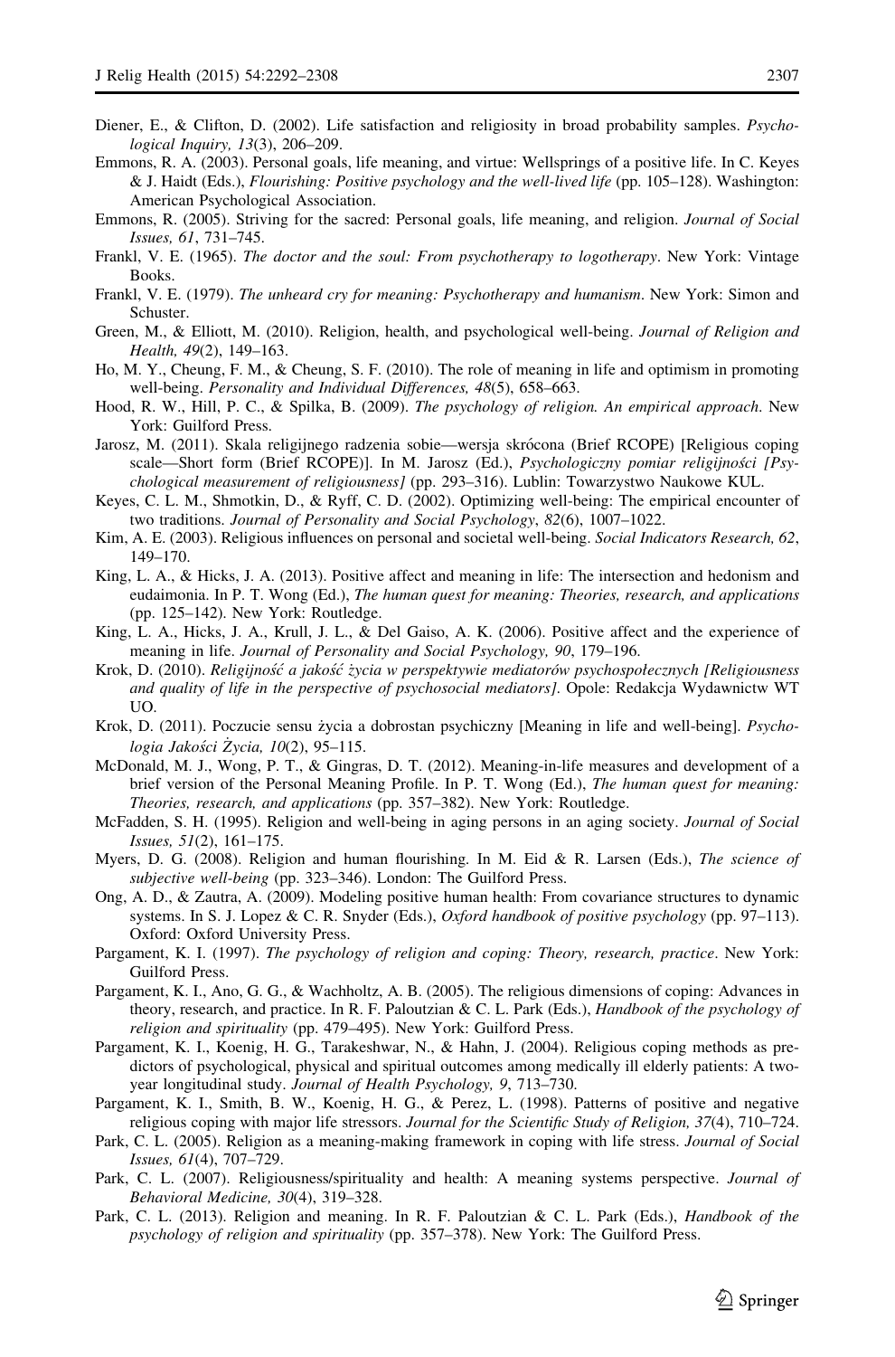Diener, E., & Clifton, D. (2002). Life satisfaction and religiosity in broad probability samples. *Psychological Inquiry, 13*(3), 206–209.

Emmons, R. A. (2003). Personal goals, life meaning, and virtue: Wellsprings of a positive life. In C. Keyes & J. Haidt (Eds.), *Flourishing: Positive psychology and the well-lived life* (pp. 105–128). Washington: American Psychological Association.

Emmons, R. (2005). Striving for the sacred: Personal goals, life meaning, and religion. *Journal of Social Issues, 61*, 731–745.

Frankl, V. E. (1965). *The doctor and the soul: From psychotherapy to logotherapy*. New York: Vintage Books.

Frankl, V. E. (1979). *The unheard cry for meaning: Psychotherapy and humanism*. New York: Simon and Schuster.

Green, M., & Elliott, M. (2010). Religion, health, and psychological well-being. *Journal of Religion and Health, 49*(2), 149–163.

Ho, M. Y., Cheung, F. M., & Cheung, S. F. (2010). The role of meaning in life and optimism in promoting well-being. *Personality and Individual Differences, 48*(5), 658–663.

Hood, R. W., Hill, P. C., & Spilka, B. (2009). *The psychology of religion. An empirical approach*. New York: Guilford Press.

Jarosz, M. (2011). Skala religijnego radzenia sobie—wersja skrócona (Brief RCOPE) [Religious coping scale—Short form (Brief RCOPE)]. In M. Jarosz (Ed.), *Psychologiczny pomiar religijności [Psychological measurement of religiousness]* (pp. 293–316). Lublin: Towarzystwo Naukowe KUL.

Keyes, C. L. M., Shmotkin, D., & Ryff, C. D. (2002). Optimizing well-being: The empirical encounter of two traditions. *Journal of Personality and Social Psychology, 82*(6), 1007–1022.

Kim, A. E. (2003). Religious influences on personal and societal well-being. *Social Indicators Research, 62*, 149–170.

King, L. A., & Hicks, J. A. (2013). Positive affect and meaning in life: The intersection and hedonism and eudaimonia. In P. T. Wong (Ed.), *The human quest for meaning: Theories, research, and applications* (pp. 125–142). New York: Routledge.

King, L. A., Hicks, J. A., Krull, J. L., & Del Gaiso, A. K. (2006). Positive affect and the experience of meaning in life. *Journal of Personality and Social Psychology, 90*, 179–196.

Krok, D. (2010). *Religijność a jakość życia w perspektywie mediatorów psychospołecznych [Religiousness and quality of life in the perspective of psychosocial mediators]*. Opole: Redakcja Wydawnictw WT UO.

Krok, D. (2011). Poczucie sensu życia a dobrostan psychiczny [Meaning in life and well-being]. *Psychologia Jakości Życia, 10*(2), 95–115.

McDonald, M. J., Wong, P. T., & Gingras, D. T. (2012). Meaning-in-life measures and development of a brief version of the Personal Meaning Profile. In P. T. Wong (Ed.), *The human quest for meaning: Theories, research, and applications* (pp. 357–382). New York: Routledge.

McFadden, S. H. (1995). Religion and well-being in aging persons in an aging society. *Journal of Social Issues, 51*(2), 161–175.

Myers, D. G. (2008). Religion and human flourishing. In M. Eid & R. Larsen (Eds.), *The science of subjective well-being* (pp. 323–346). London: The Guilford Press.

Ong, A. D., & Zautra, A. (2009). Modeling positive human health: From covariance structures to dynamic systems. In S. J. Lopez & C. R. Snyder (Eds.), *Oxford handbook of positive psychology* (pp. 97–113). Oxford: Oxford University Press.

Pargament, K. I. (1997). *The psychology of religion and coping: Theory, research, practice*. New York: Guilford Press.

Pargament, K. I., Ano, G. G., & Wachholtz, A. B. (2005). The religious dimensions of coping: Advances in theory, research, and practice. In R. F. Paloutzian & C. L. Park (Eds.), *Handbook of the psychology of religion and spirituality* (pp. 479–495). New York: Guilford Press.

Pargament, K. I., Koenig, H. G., Tarakeshwar, N., & Hahn, J. (2004). Religious coping methods as predictors of psychological, physical and spiritual outcomes among medically ill elderly patients: A two-year longitudinal study. *Journal of Health Psychology, 9*, 713–730.

Pargament, K. I., Smith, B. W., Koenig, H. G., & Perez, L. (1998). Patterns of positive and negative religious coping with major life stressors. *Journal for the Scientific Study of Religion, 37*(4), 710–724.

Park, C. L. (2005). Religion as a meaning-making framework in coping with life stress. *Journal of Social Issues, 61*(4), 707–729.

Park, C. L. (2007). Religiousness/spirituality and health: A meaning systems perspective. *Journal of Behavioral Medicine, 30*(4), 319–328.

Park, C. L. (2013). Religion and meaning. In R. F. Paloutzian & C. L. Park (Eds.), *Handbook of the psychology of religion and spirituality* (pp. 357–378). New York: The Guilford Press.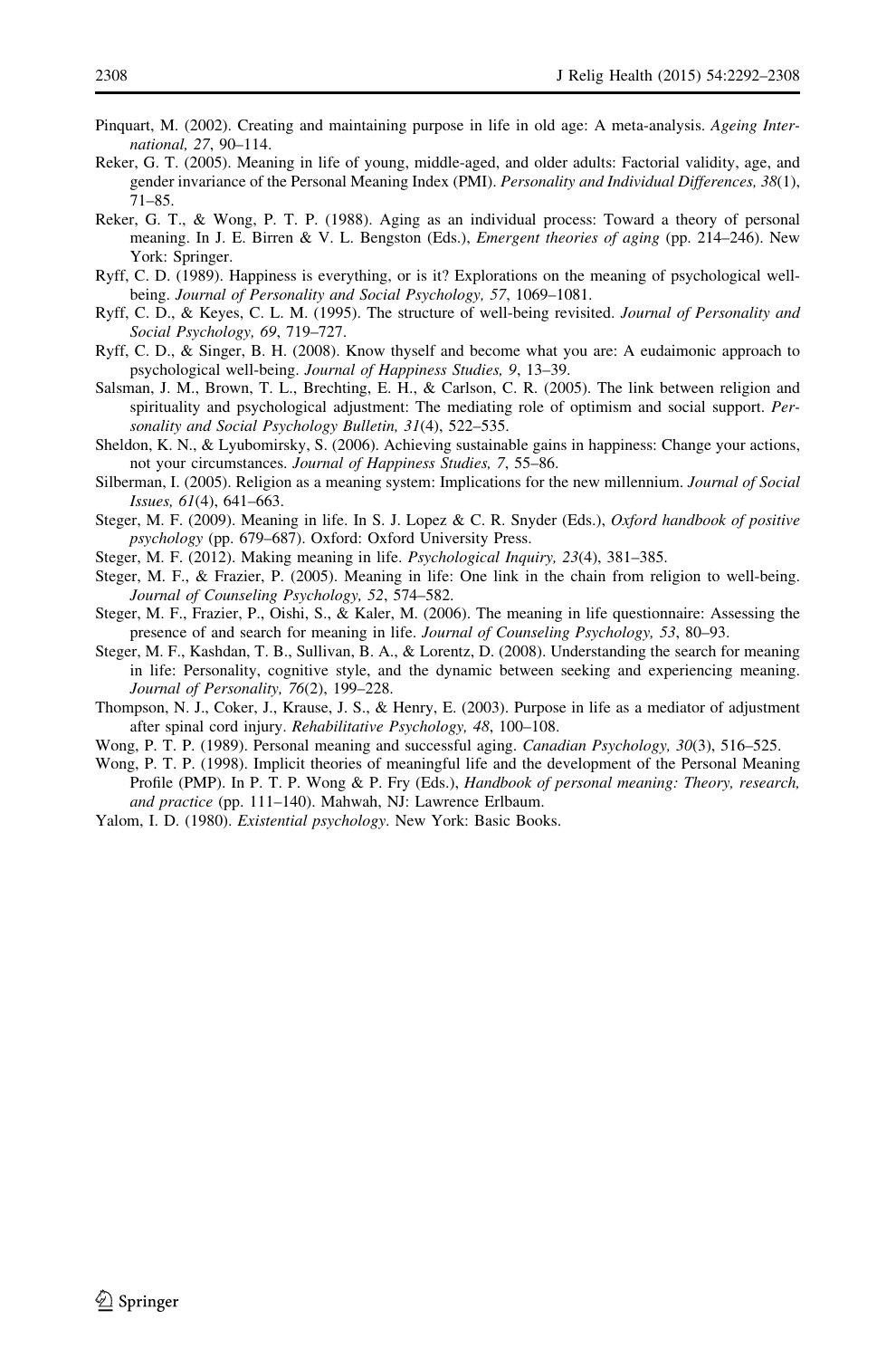Pinquart, M. (2002). Creating and maintaining purpose in life in old age: A meta-analysis. *Ageing International, 27*, 90–114.

Reker, G. T. (2005). Meaning in life of young, middle-aged, and older adults: Factorial validity, age, and gender invariance of the Personal Meaning Index (PMI). *Personality and Individual Differences, 38*(1), 71–85.

Reker, G. T., & Wong, P. T. P. (1988). Aging as an individual process: Toward a theory of personal meaning. In J. E. Birren & V. L. Bengston (Eds.), *Emergent theories of aging* (pp. 214–246). New York: Springer.

Ryff, C. D. (1989). Happiness is everything, or is it? Explorations on the meaning of psychological well-being. *Journal of Personality and Social Psychology, 57*, 1069–1081.

Ryff, C. D., & Keyes, C. L. M. (1995). The structure of well-being revisited. *Journal of Personality and Social Psychology, 69*, 719–727.

Ryff, C. D., & Singer, B. H. (2008). Know thyself and become what you are: A eudaimonic approach to psychological well-being. *Journal of Happiness Studies, 9*, 13–39.

Salsman, J. M., Brown, T. L., Brechting, E. H., & Carlson, C. R. (2005). The link between religion and spirituality and psychological adjustment: The mediating role of optimism and social support. *Personality and Social Psychology Bulletin, 31*(4), 522–535.

Sheldon, K. N., & Lyubomirsky, S. (2006). Achieving sustainable gains in happiness: Change your actions, not your circumstances. *Journal of Happiness Studies, 7*, 55–86.

Silberman, I. (2005). Religion as a meaning system: Implications for the new millennium. *Journal of Social Issues, 61*(4), 641–663.

Steger, M. F. (2009). Meaning in life. In S. J. Lopez & C. R. Snyder (Eds.), *Oxford handbook of positive psychology* (pp. 679–687). Oxford: Oxford University Press.

Steger, M. F. (2012). Making meaning in life. *Psychological Inquiry, 23*(4), 381–385.

Steger, M. F., & Frazier, P. (2005). Meaning in life: One link in the chain from religion to well-being. *Journal of Counseling Psychology, 52*, 574–582.

Steger, M. F., Frazier, P., Oishi, S., & Kaler, M. (2006). The meaning in life questionnaire: Assessing the presence of and search for meaning in life. *Journal of Counseling Psychology, 53*, 80–93.

Steger, M. F., Kashdan, T. B., Sullivan, B. A., & Lorentz, D. (2008). Understanding the search for meaning in life: Personality, cognitive style, and the dynamic between seeking and experiencing meaning. *Journal of Personality, 76*(2), 199–228.

Thompson, N. J., Coker, J., Krause, J. S., & Henry, E. (2003). Purpose in life as a mediator of adjustment after spinal cord injury. *Rehabilitative Psychology, 48*, 100–108.

Wong, P. T. P. (1989). Personal meaning and successful aging. *Canadian Psychology, 30*(3), 516–525.

Wong, P. T. P. (1998). Implicit theories of meaningful life and the development of the Personal Meaning Profile (PMP). In P. T. P. Wong & P. Fry (Eds.), *Handbook of personal meaning: Theory, research, and practice* (pp. 111–140). Mahwah, NJ: Lawrence Erlbaum.

Yalom, I. D. (1980). *Existential psychology*. New York: Basic Books.